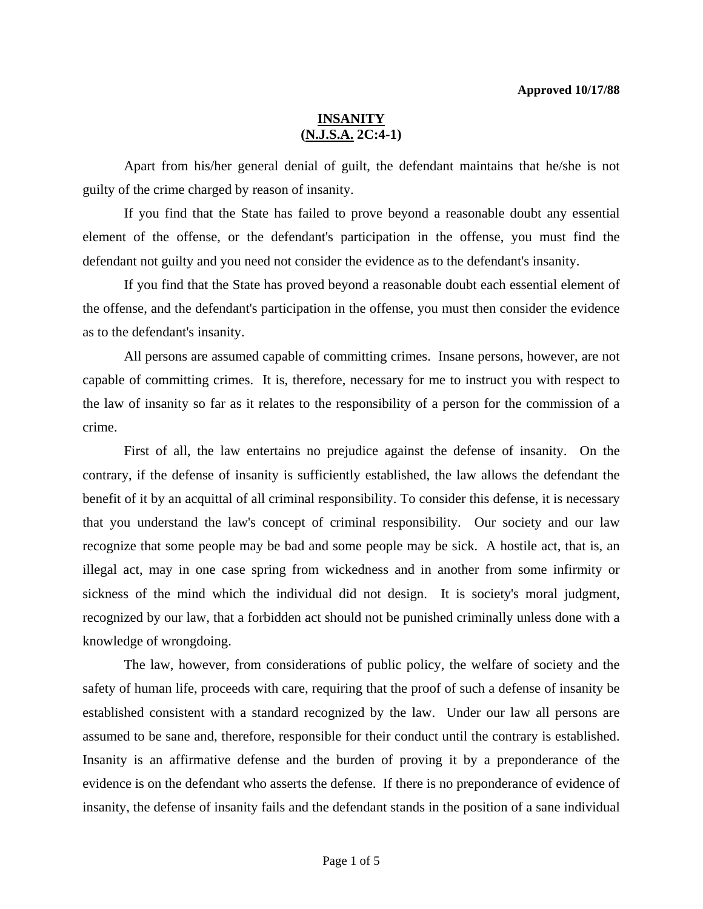**Approved 10/17/88**

# INSANITY
## (N.J.S.A. 2C:4-1)

Apart from his/her general denial of guilt, the defendant maintains that he/she is not guilty of the crime charged by reason of insanity.

If you find that the State has failed to prove beyond a reasonable doubt any essential element of the offense, or the defendant's participation in the offense, you must find the defendant not guilty and you need not consider the evidence as to the defendant's insanity.

If you find that the State has proved beyond a reasonable doubt each essential element of the offense, and the defendant's participation in the offense, you must then consider the evidence as to the defendant's insanity.

All persons are assumed capable of committing crimes. Insane persons, however, are not capable of committing crimes. It is, therefore, necessary for me to instruct you with respect to the law of insanity so far as it relates to the responsibility of a person for the commission of a crime.

First of all, the law entertains no prejudice against the defense of insanity. On the contrary, if the defense of insanity is sufficiently established, the law allows the defendant the benefit of it by an acquittal of all criminal responsibility. To consider this defense, it is necessary that you understand the law's concept of criminal responsibility. Our society and our law recognize that some people may be bad and some people may be sick. A hostile act, that is, an illegal act, may in one case spring from wickedness and in another from some infirmity or sickness of the mind which the individual did not design. It is society's moral judgment, recognized by our law, that a forbidden act should not be punished criminally unless done with a knowledge of wrongdoing.

The law, however, from considerations of public policy, the welfare of society and the safety of human life, proceeds with care, requiring that the proof of such a defense of insanity be established consistent with a standard recognized by the law. Under our law all persons are assumed to be sane and, therefore, responsible for their conduct until the contrary is established. Insanity is an affirmative defense and the burden of proving it by a preponderance of the evidence is on the defendant who asserts the defense. If there is no preponderance of evidence of insanity, the defense of insanity fails and the defendant stands in the position of a sane individual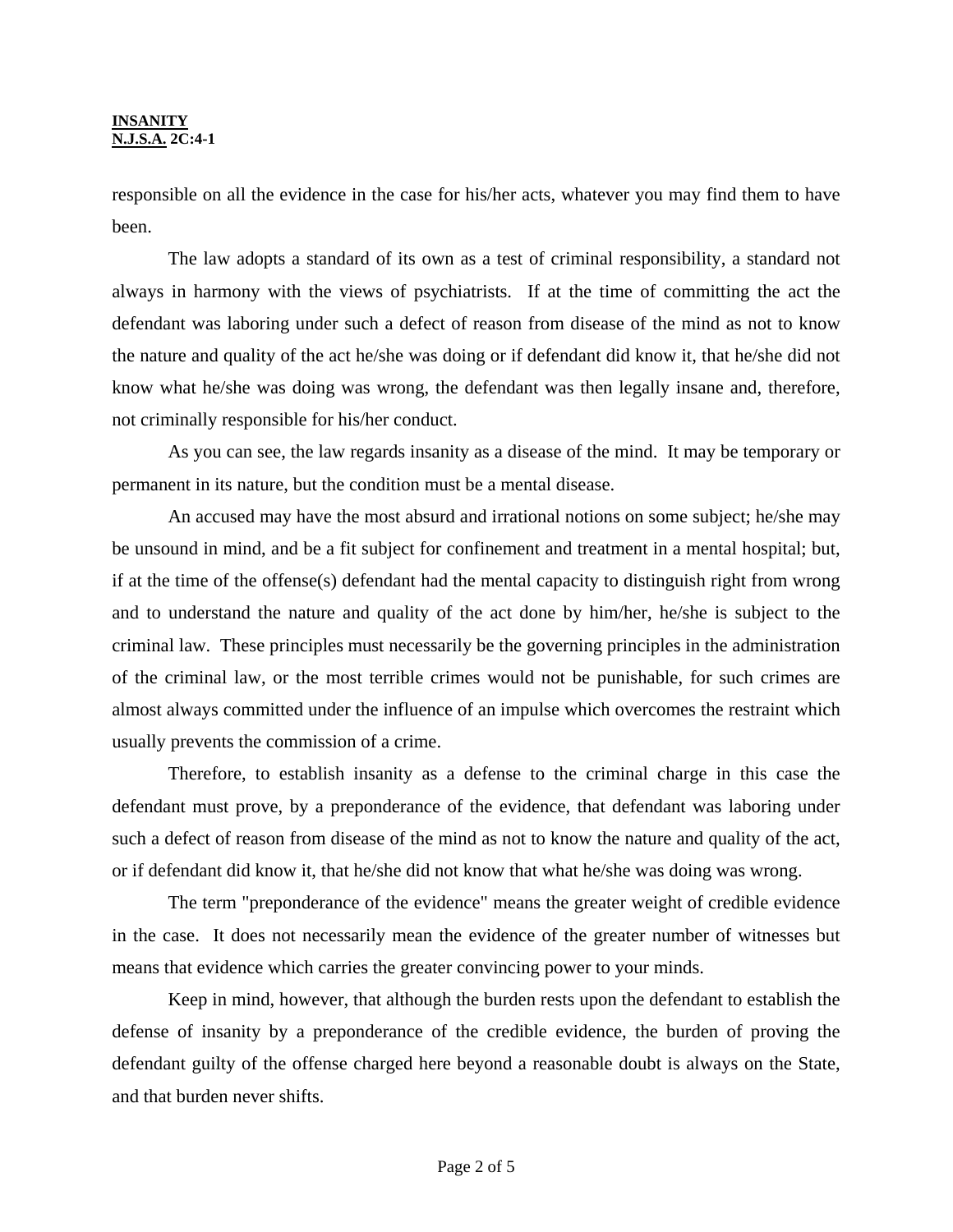responsible on all the evidence in the case for his/her acts, whatever you may find them to have been.

The law adopts a standard of its own as a test of criminal responsibility, a standard not always in harmony with the views of psychiatrists. If at the time of committing the act the defendant was laboring under such a defect of reason from disease of the mind as not to know the nature and quality of the act he/she was doing or if defendant did know it, that he/she did not know what he/she was doing was wrong, the defendant was then legally insane and, therefore, not criminally responsible for his/her conduct.

As you can see, the law regards insanity as a disease of the mind. It may be temporary or permanent in its nature, but the condition must be a mental disease.

An accused may have the most absurd and irrational notions on some subject; he/she may be unsound in mind, and be a fit subject for confinement and treatment in a mental hospital; but, if at the time of the offense(s) defendant had the mental capacity to distinguish right from wrong and to understand the nature and quality of the act done by him/her, he/she is subject to the criminal law. These principles must necessarily be the governing principles in the administration of the criminal law, or the most terrible crimes would not be punishable, for such crimes are almost always committed under the influence of an impulse which overcomes the restraint which usually prevents the commission of a crime.

Therefore, to establish insanity as a defense to the criminal charge in this case the defendant must prove, by a preponderance of the evidence, that defendant was laboring under such a defect of reason from disease of the mind as not to know the nature and quality of the act, or if defendant did know it, that he/she did not know that what he/she was doing was wrong.

The term "preponderance of the evidence" means the greater weight of credible evidence in the case. It does not necessarily mean the evidence of the greater number of witnesses but means that evidence which carries the greater convincing power to your minds.

Keep in mind, however, that although the burden rests upon the defendant to establish the defense of insanity by a preponderance of the credible evidence, the burden of proving the defendant guilty of the offense charged here beyond a reasonable doubt is always on the State, and that burden never shifts.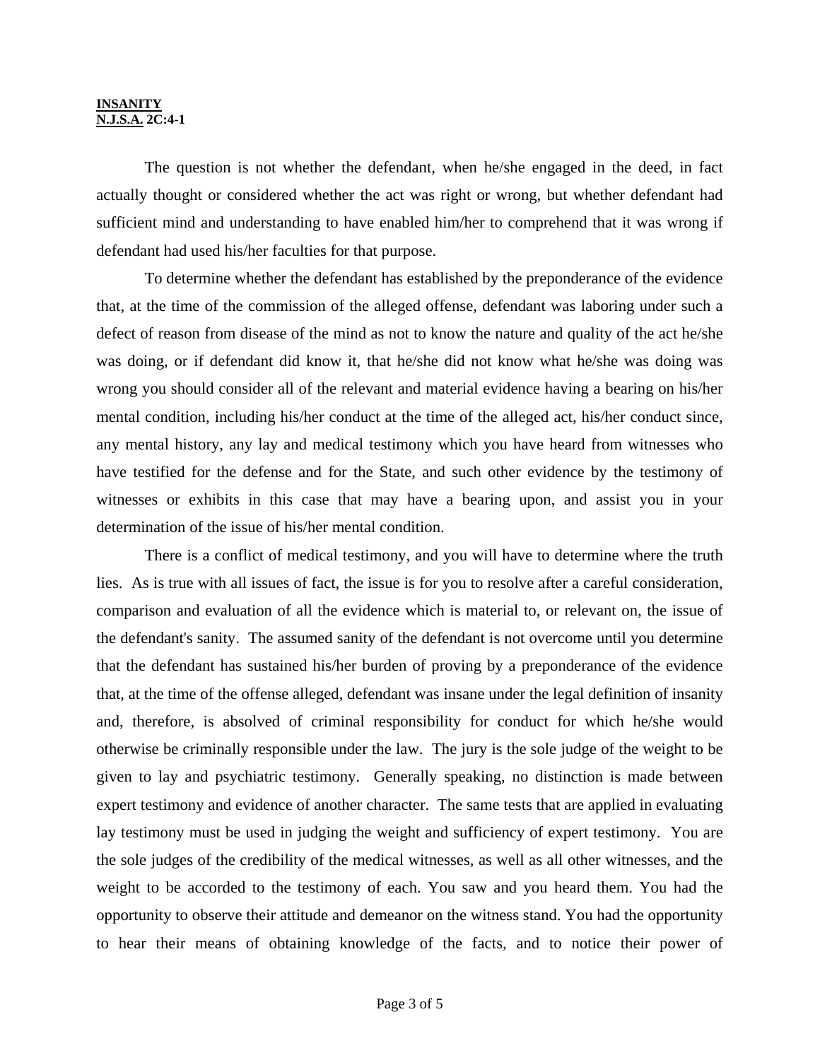**<u>INSANITY</u>**
**<u>N.J.S.A.</u> 2C:4-1**

The question is not whether the defendant, when he/she engaged in the deed, in fact actually thought or considered whether the act was right or wrong, but whether defendant had sufficient mind and understanding to have enabled him/her to comprehend that it was wrong if defendant had used his/her faculties for that purpose.

To determine whether the defendant has established by the preponderance of the evidence that, at the time of the commission of the alleged offense, defendant was laboring under such a defect of reason from disease of the mind as not to know the nature and quality of the act he/she was doing, or if defendant did know it, that he/she did not know what he/she was doing was wrong you should consider all of the relevant and material evidence having a bearing on his/her mental condition, including his/her conduct at the time of the alleged act, his/her conduct since, any mental history, any lay and medical testimony which you have heard from witnesses who have testified for the defense and for the State, and such other evidence by the testimony of witnesses or exhibits in this case that may have a bearing upon, and assist you in your determination of the issue of his/her mental condition.

There is a conflict of medical testimony, and you will have to determine where the truth lies. As is true with all issues of fact, the issue is for you to resolve after a careful consideration, comparison and evaluation of all the evidence which is material to, or relevant on, the issue of the defendant's sanity. The assumed sanity of the defendant is not overcome until you determine that the defendant has sustained his/her burden of proving by a preponderance of the evidence that, at the time of the offense alleged, defendant was insane under the legal definition of insanity and, therefore, is absolved of criminal responsibility for conduct for which he/she would otherwise be criminally responsible under the law. The jury is the sole judge of the weight to be given to lay and psychiatric testimony. Generally speaking, no distinction is made between expert testimony and evidence of another character. The same tests that are applied in evaluating lay testimony must be used in judging the weight and sufficiency of expert testimony. You are the sole judges of the credibility of the medical witnesses, as well as all other witnesses, and the weight to be accorded to the testimony of each. You saw and you heard them. You had the opportunity to observe their attitude and demeanor on the witness stand. You had the opportunity to hear their means of obtaining knowledge of the facts, and to notice their power of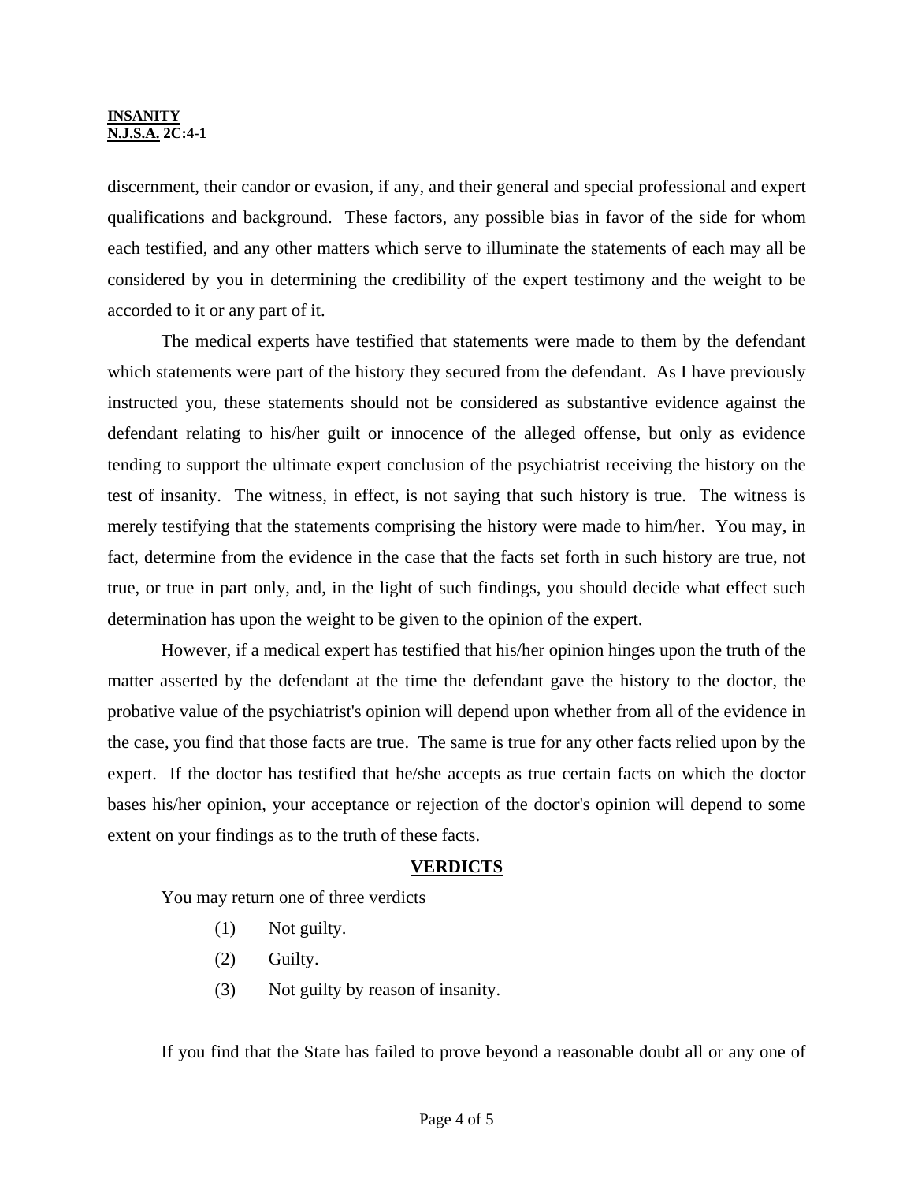discernment, their candor or evasion, if any, and their general and special professional and expert qualifications and background. These factors, any possible bias in favor of the side for whom each testified, and any other matters which serve to illuminate the statements of each may all be considered by you in determining the credibility of the expert testimony and the weight to be accorded to it or any part of it.

The medical experts have testified that statements were made to them by the defendant which statements were part of the history they secured from the defendant. As I have previously instructed you, these statements should not be considered as substantive evidence against the defendant relating to his/her guilt or innocence of the alleged offense, but only as evidence tending to support the ultimate expert conclusion of the psychiatrist receiving the history on the test of insanity. The witness, in effect, is not saying that such history is true. The witness is merely testifying that the statements comprising the history were made to him/her. You may, in fact, determine from the evidence in the case that the facts set forth in such history are true, not true, or true in part only, and, in the light of such findings, you should decide what effect such determination has upon the weight to be given to the opinion of the expert.

However, if a medical expert has testified that his/her opinion hinges upon the truth of the matter asserted by the defendant at the time the defendant gave the history to the doctor, the probative value of the psychiatrist's opinion will depend upon whether from all of the evidence in the case, you find that those facts are true. The same is true for any other facts relied upon by the expert. If the doctor has testified that he/she accepts as true certain facts on which the doctor bases his/her opinion, your acceptance or rejection of the doctor's opinion will depend to some extent on your findings as to the truth of these facts.

## VERDICTS

You may return one of three verdicts

(1) Not guilty.

(2) Guilty.

(3) Not guilty by reason of insanity.

If you find that the State has failed to prove beyond a reasonable doubt all or any one of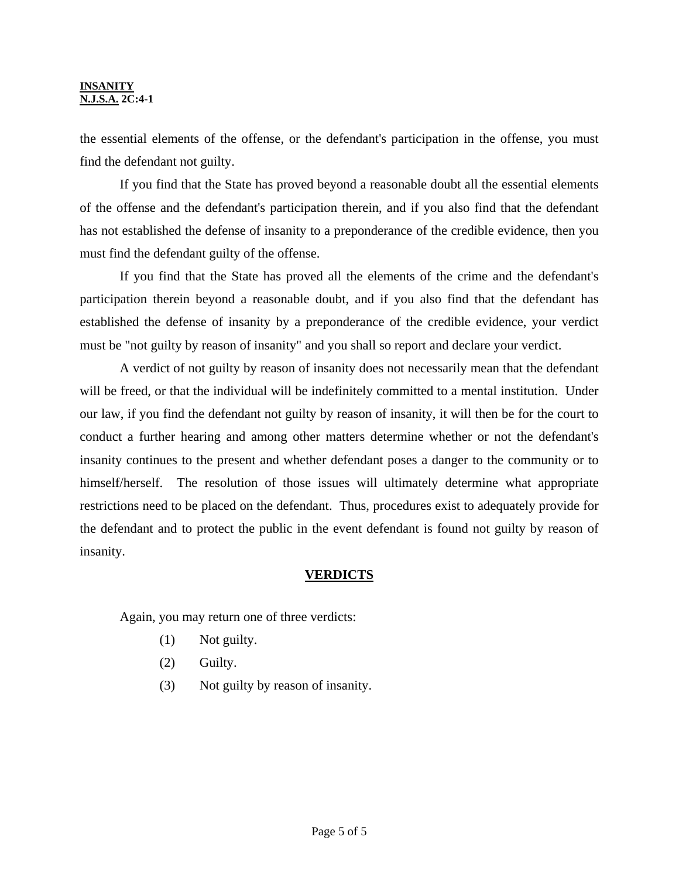the essential elements of the offense, or the defendant's participation in the offense, you must find the defendant not guilty.

If you find that the State has proved beyond a reasonable doubt all the essential elements of the offense and the defendant's participation therein, and if you also find that the defendant has not established the defense of insanity to a preponderance of the credible evidence, then you must find the defendant guilty of the offense.

If you find that the State has proved all the elements of the crime and the defendant's participation therein beyond a reasonable doubt, and if you also find that the defendant has established the defense of insanity by a preponderance of the credible evidence, your verdict must be "not guilty by reason of insanity" and you shall so report and declare your verdict.

A verdict of not guilty by reason of insanity does not necessarily mean that the defendant will be freed, or that the individual will be indefinitely committed to a mental institution. Under our law, if you find the defendant not guilty by reason of insanity, it will then be for the court to conduct a further hearing and among other matters determine whether or not the defendant's insanity continues to the present and whether defendant poses a danger to the community or to himself/herself. The resolution of those issues will ultimately determine what appropriate restrictions need to be placed on the defendant. Thus, procedures exist to adequately provide for the defendant and to protect the public in the event defendant is found not guilty by reason of insanity.

## VERDICTS

Again, you may return one of three verdicts:

(1) Not guilty.

(2) Guilty.

(3) Not guilty by reason of insanity.